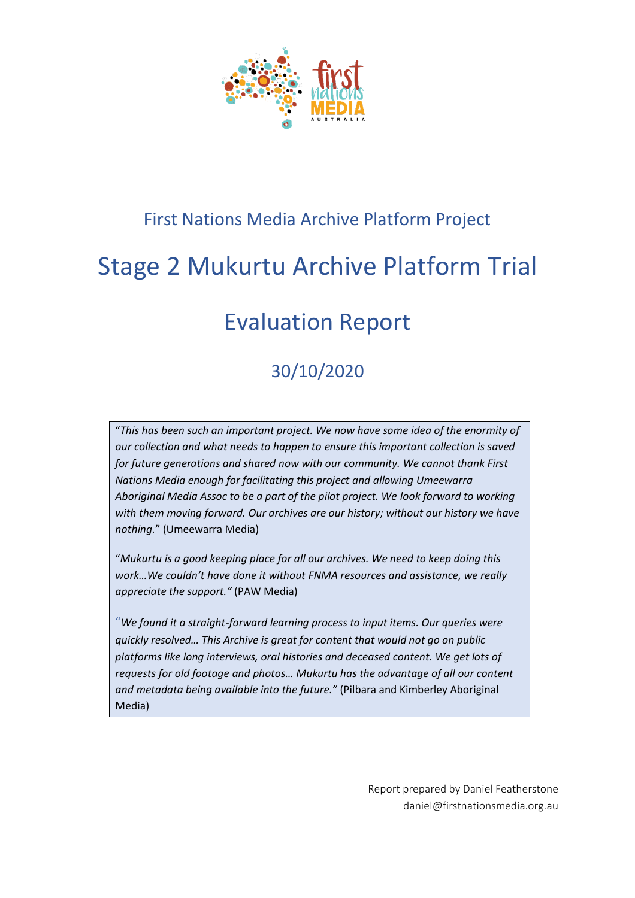First Nations Media Archive Platform Project

# Stage 2 Mukurtu Archive Platform Trial

# Evaluation Report

## 30/10/2020

"*This has been such an important project. We now have some idea of the enormity of our collection and what needs to happen to ensure this important collection is saved for future generations and shared now with our community. We cannot thank First Nations Media enough for facilitating this project and allowing Umeewarra Aboriginal Media Assoc to be a part of the pilot project. We look forward to working with them moving forward. Our archives are our history; without our history we have nothing.*" (Umeewarra Media)

"*Mukurtu is a good keeping place for all our archives. We need to keep doing this work…We couldn't have done it without FNMA resources and assistance, we really appreciate the support."* (PAW Media)

"*We found it a straight-forward learning process to input items. Our queries were quickly resolved… This Archive is great for content that would not go on public platforms like long interviews, oral histories and deceased content. We get lots of requests for old footage and photos… Mukurtu has the advantage of all our content and metadata being available into the future."* (Pilbara and Kimberley Aboriginal Media)

Report prepared by Daniel Featherstone
daniel@firstnationsmedia.org.au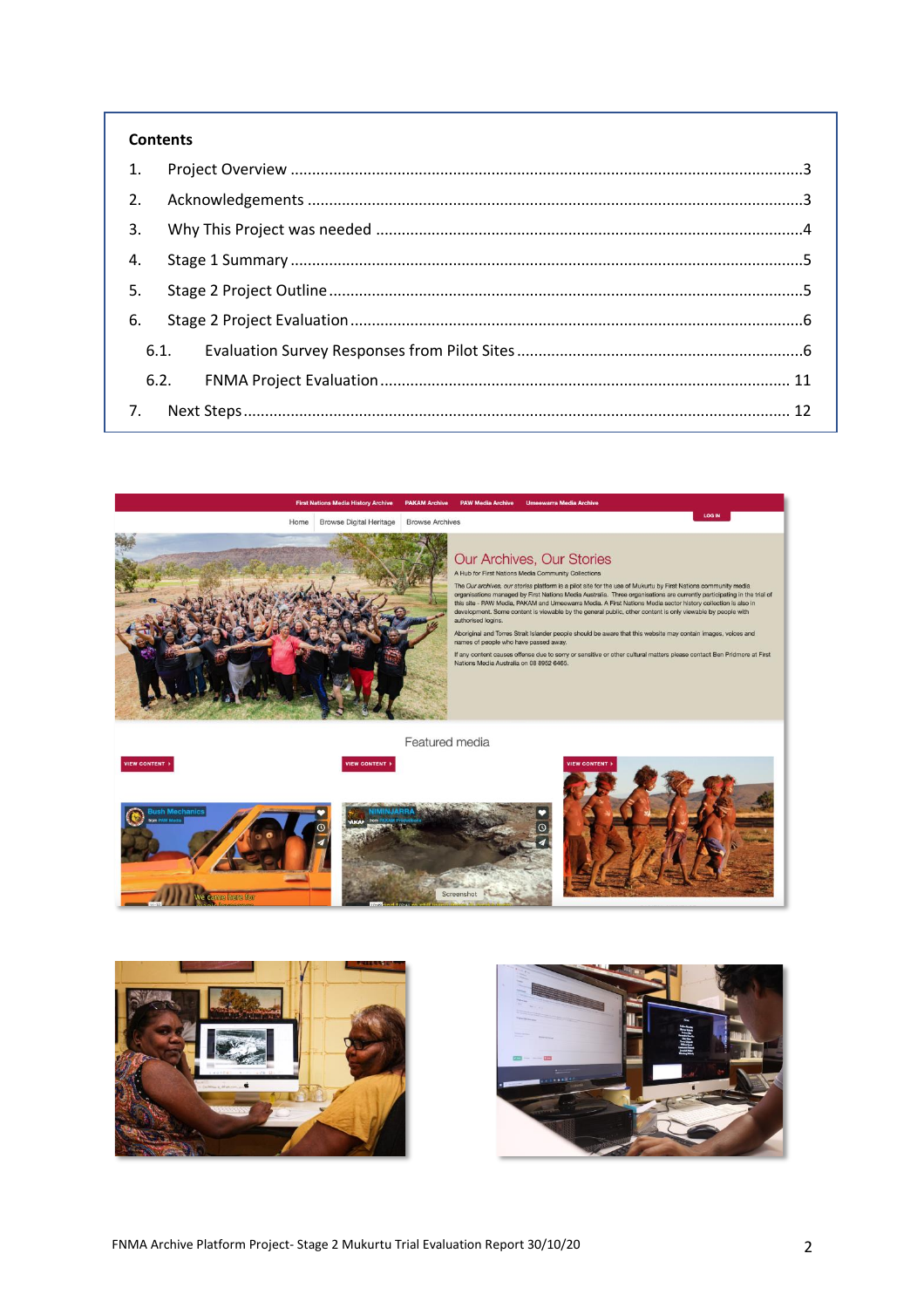**Contents**

1. Project Overview ........................................................................................................3
2. Acknowledgements .....................................................................................................3
3. Why This Project was needed .....................................................................................4
4. Stage 1 Summary .........................................................................................................5
5. Stage 2 Project Outline ................................................................................................5
6. Stage 2 Project Evaluation ...........................................................................................6
   - 6.1. Evaluation Survey Responses from Pilot Sites ......................................................6
   - 6.2. FNMA Project Evaluation ..................................................................................11
7. Next Steps ..................................................................................................................12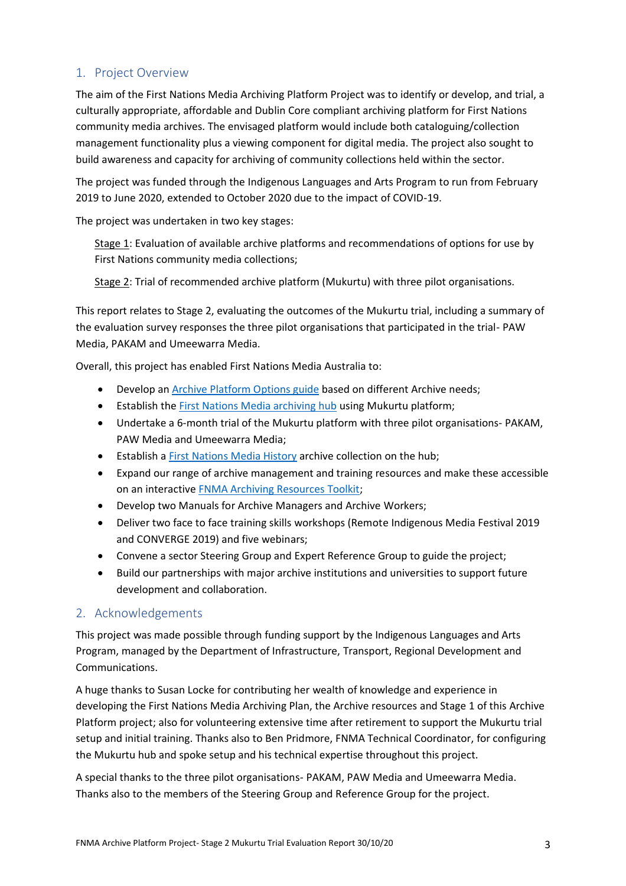## 1. Project Overview

The aim of the First Nations Media Archiving Platform Project was to identify or develop, and trial, a culturally appropriate, affordable and Dublin Core compliant archiving platform for First Nations community media archives. The envisaged platform would include both cataloguing/collection management functionality plus a viewing component for digital media. The project also sought to build awareness and capacity for archiving of community collections held within the sector.

The project was funded through the Indigenous Languages and Arts Program to run from February 2019 to June 2020, extended to October 2020 due to the impact of COVID-19.

The project was undertaken in two key stages:

Stage 1: Evaluation of available archive platforms and recommendations of options for use by First Nations community media collections;

Stage 2: Trial of recommended archive platform (Mukurtu) with three pilot organisations.

This report relates to Stage 2, evaluating the outcomes of the Mukurtu trial, including a summary of the evaluation survey responses the three pilot organisations that participated in the trial- PAW Media, PAKAM and Umeewarra Media.

Overall, this project has enabled First Nations Media Australia to:

- Develop an Archive Platform Options guide based on different Archive needs;
- Establish the First Nations Media archiving hub using Mukurtu platform;
- Undertake a 6-month trial of the Mukurtu platform with three pilot organisations- PAKAM, PAW Media and Umeewarra Media;
- Establish a First Nations Media History archive collection on the hub;
- Expand our range of archive management and training resources and make these accessible on an interactive FNMA Archiving Resources Toolkit;
- Develop two Manuals for Archive Managers and Archive Workers;
- Deliver two face to face training skills workshops (Remote Indigenous Media Festival 2019 and CONVERGE 2019) and five webinars;
- Convene a sector Steering Group and Expert Reference Group to guide the project;
- Build our partnerships with major archive institutions and universities to support future development and collaboration.

## 2. Acknowledgements

This project was made possible through funding support by the Indigenous Languages and Arts Program, managed by the Department of Infrastructure, Transport, Regional Development and Communications.

A huge thanks to Susan Locke for contributing her wealth of knowledge and experience in developing the First Nations Media Archiving Plan, the Archive resources and Stage 1 of this Archive Platform project; also for volunteering extensive time after retirement to support the Mukurtu trial setup and initial training. Thanks also to Ben Pridmore, FNMA Technical Coordinator, for configuring the Mukurtu hub and spoke setup and his technical expertise throughout this project.

A special thanks to the three pilot organisations- PAKAM, PAW Media and Umeewarra Media. Thanks also to the members of the Steering Group and Reference Group for the project.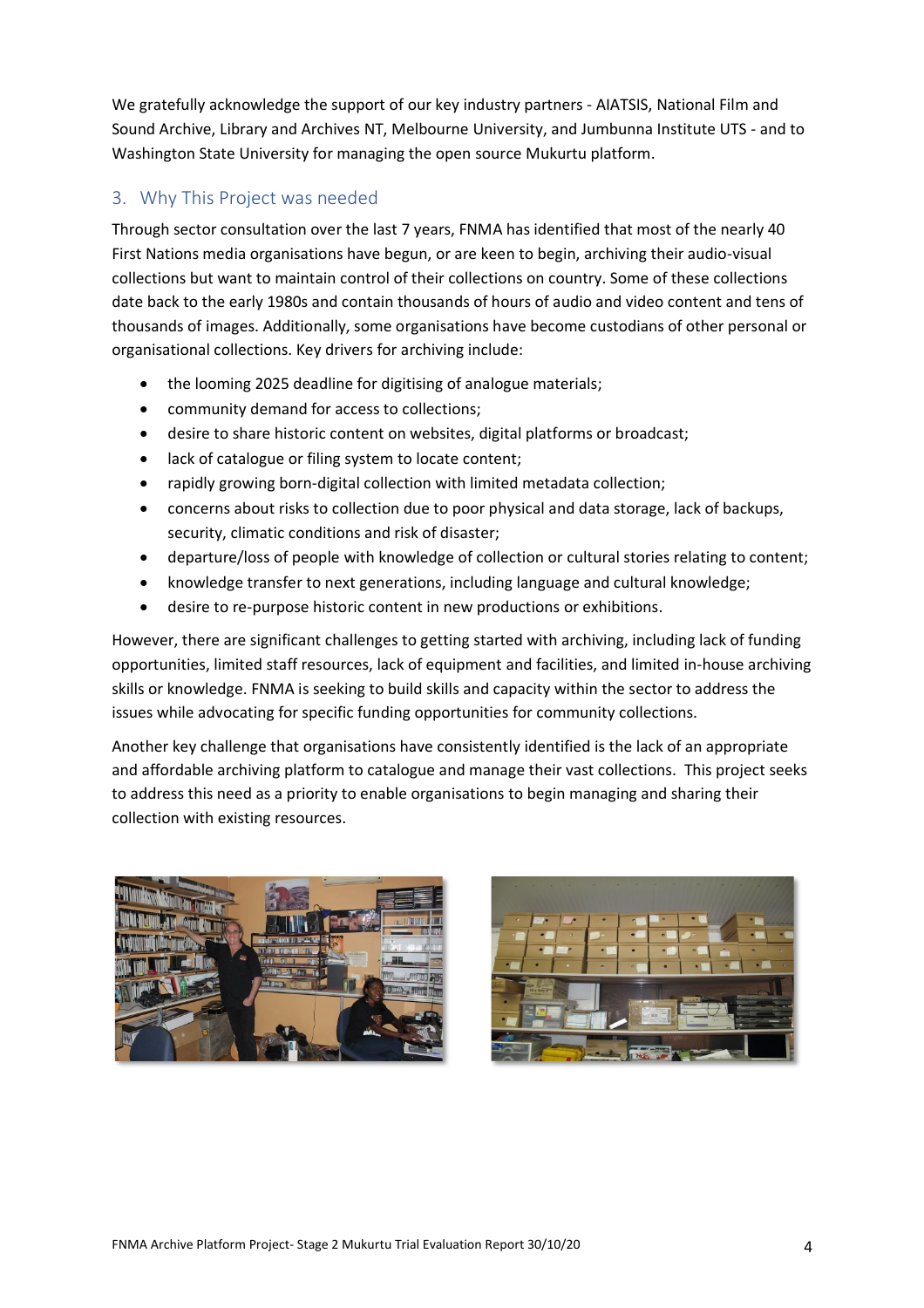We gratefully acknowledge the support of our key industry partners - AIATSIS, National Film and Sound Archive, Library and Archives NT, Melbourne University, and Jumbunna Institute UTS - and to Washington State University for managing the open source Mukurtu platform.

## 3. Why This Project was needed

Through sector consultation over the last 7 years, FNMA has identified that most of the nearly 40 First Nations media organisations have begun, or are keen to begin, archiving their audio-visual collections but want to maintain control of their collections on country. Some of these collections date back to the early 1980s and contain thousands of hours of audio and video content and tens of thousands of images. Additionally, some organisations have become custodians of other personal or organisational collections. Key drivers for archiving include:

- the looming 2025 deadline for digitising of analogue materials;
- community demand for access to collections;
- desire to share historic content on websites, digital platforms or broadcast;
- lack of catalogue or filing system to locate content;
- rapidly growing born-digital collection with limited metadata collection;
- concerns about risks to collection due to poor physical and data storage, lack of backups, security, climatic conditions and risk of disaster;
- departure/loss of people with knowledge of collection or cultural stories relating to content;
- knowledge transfer to next generations, including language and cultural knowledge;
- desire to re-purpose historic content in new productions or exhibitions.

However, there are significant challenges to getting started with archiving, including lack of funding opportunities, limited staff resources, lack of equipment and facilities, and limited in-house archiving skills or knowledge. FNMA is seeking to build skills and capacity within the sector to address the issues while advocating for specific funding opportunities for community collections.

Another key challenge that organisations have consistently identified is the lack of an appropriate and affordable archiving platform to catalogue and manage their vast collections. This project seeks to address this need as a priority to enable organisations to begin managing and sharing their collection with existing resources.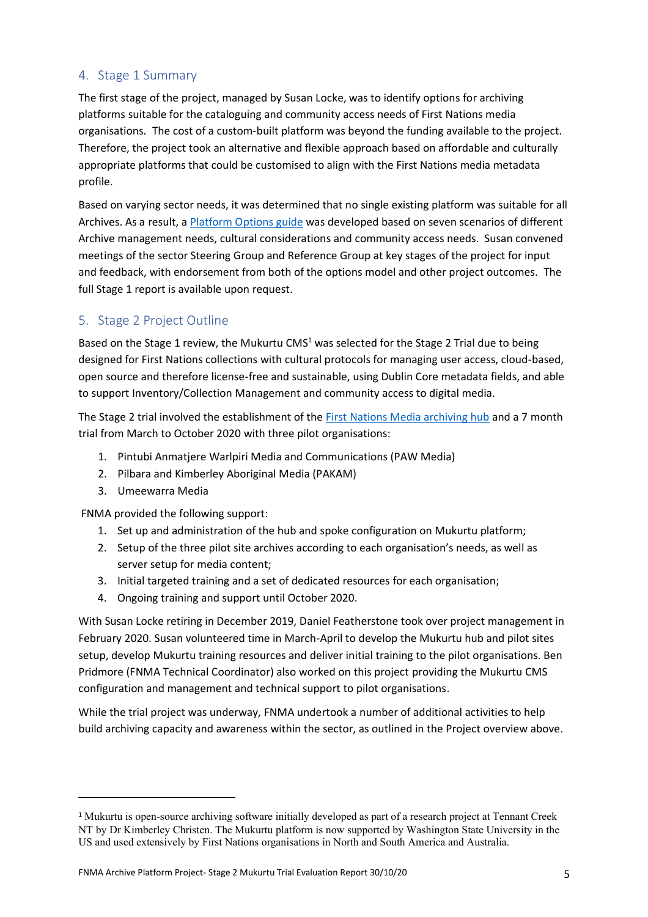## 4. Stage 1 Summary

The first stage of the project, managed by Susan Locke, was to identify options for archiving platforms suitable for the cataloguing and community access needs of First Nations media organisations. The cost of a custom-built platform was beyond the funding available to the project. Therefore, the project took an alternative and flexible approach based on affordable and culturally appropriate platforms that could be customised to align with the First Nations media metadata profile.

Based on varying sector needs, it was determined that no single existing platform was suitable for all Archives. As a result, a Platform Options guide was developed based on seven scenarios of different Archive management needs, cultural considerations and community access needs. Susan convened meetings of the sector Steering Group and Reference Group at key stages of the project for input and feedback, with endorsement from both of the options model and other project outcomes. The full Stage 1 report is available upon request.

## 5. Stage 2 Project Outline

Based on the Stage 1 review, the Mukurtu CMS[1] was selected for the Stage 2 Trial due to being designed for First Nations collections with cultural protocols for managing user access, cloud-based, open source and therefore license-free and sustainable, using Dublin Core metadata fields, and able to support Inventory/Collection Management and community access to digital media.

The Stage 2 trial involved the establishment of the First Nations Media archiving hub and a 7 month trial from March to October 2020 with three pilot organisations:

1. Pintubi Anmatjere Warlpiri Media and Communications (PAW Media)
2. Pilbara and Kimberley Aboriginal Media (PAKAM)
3. Umeewarra Media

FNMA provided the following support:

1. Set up and administration of the hub and spoke configuration on Mukurtu platform;
2. Setup of the three pilot site archives according to each organisation's needs, as well as server setup for media content;
3. Initial targeted training and a set of dedicated resources for each organisation;
4. Ongoing training and support until October 2020.

With Susan Locke retiring in December 2019, Daniel Featherstone took over project management in February 2020. Susan volunteered time in March-April to develop the Mukurtu hub and pilot sites setup, develop Mukurtu training resources and deliver initial training to the pilot organisations. Ben Pridmore (FNMA Technical Coordinator) also worked on this project providing the Mukurtu CMS configuration and management and technical support to pilot organisations.

While the trial project was underway, FNMA undertook a number of additional activities to help build archiving capacity and awareness within the sector, as outlined in the Project overview above.

---

[1] Mukurtu is open-source archiving software initially developed as part of a research project at Tennant Creek NT by Dr Kimberley Christen. The Mukurtu platform is now supported by Washington State University in the US and used extensively by First Nations organisations in North and South America and Australia.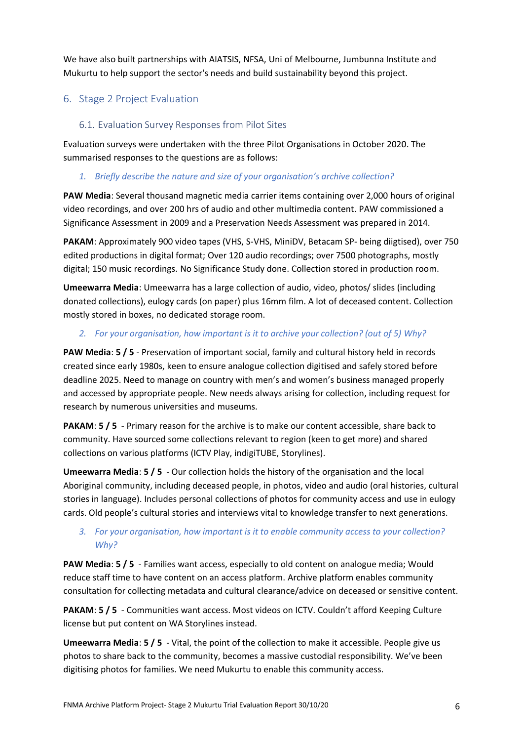We have also built partnerships with AIATSIS, NFSA, Uni of Melbourne, Jumbunna Institute and Mukurtu to help support the sector's needs and build sustainability beyond this project.

## 6. Stage 2 Project Evaluation

### 6.1. Evaluation Survey Responses from Pilot Sites

Evaluation surveys were undertaken with the three Pilot Organisations in October 2020. The summarised responses to the questions are as follows:

1. *Briefly describe the nature and size of your organisation's archive collection?*

**PAW Media**: Several thousand magnetic media carrier items containing over 2,000 hours of original video recordings, and over 200 hrs of audio and other multimedia content. PAW commissioned a Significance Assessment in 2009 and a Preservation Needs Assessment was prepared in 2014.

**PAKAM**: Approximately 900 video tapes (VHS, S-VHS, MiniDV, Betacam SP- being diigtised), over 750 edited productions in digital format; Over 120 audio recordings; over 7500 photographs, mostly digital; 150 music recordings. No Significance Study done. Collection stored in production room.

**Umeewarra Media**: Umeewarra has a large collection of audio, video, photos/ slides (including donated collections), eulogy cards (on paper) plus 16mm film. A lot of deceased content. Collection mostly stored in boxes, no dedicated storage room.

2. *For your organisation, how important is it to archive your collection? (out of 5) Why?*

**PAW Media**: **5 / 5** - Preservation of important social, family and cultural history held in records created since early 1980s, keen to ensure analogue collection digitised and safely stored before deadline 2025. Need to manage on country with men's and women's business managed properly and accessed by appropriate people. New needs always arising for collection, including request for research by numerous universities and museums.

**PAKAM**: **5 / 5** - Primary reason for the archive is to make our content accessible, share back to community. Have sourced some collections relevant to region (keen to get more) and shared collections on various platforms (ICTV Play, indigiTUBE, Storylines).

**Umeewarra Media**: **5 / 5** - Our collection holds the history of the organisation and the local Aboriginal community, including deceased people, in photos, video and audio (oral histories, cultural stories in language). Includes personal collections of photos for community access and use in eulogy cards. Old people's cultural stories and interviews vital to knowledge transfer to next generations.

3. *For your organisation, how important is it to enable community access to your collection? Why?*

**PAW Media**: **5 / 5** - Families want access, especially to old content on analogue media; Would reduce staff time to have content on an access platform. Archive platform enables community consultation for collecting metadata and cultural clearance/advice on deceased or sensitive content.

**PAKAM**: **5 / 5** - Communities want access. Most videos on ICTV. Couldn't afford Keeping Culture license but put content on WA Storylines instead.

**Umeewarra Media**: **5 / 5** - Vital, the point of the collection to make it accessible. People give us photos to share back to the community, becomes a massive custodial responsibility. We've been digitising photos for families. We need Mukurtu to enable this community access.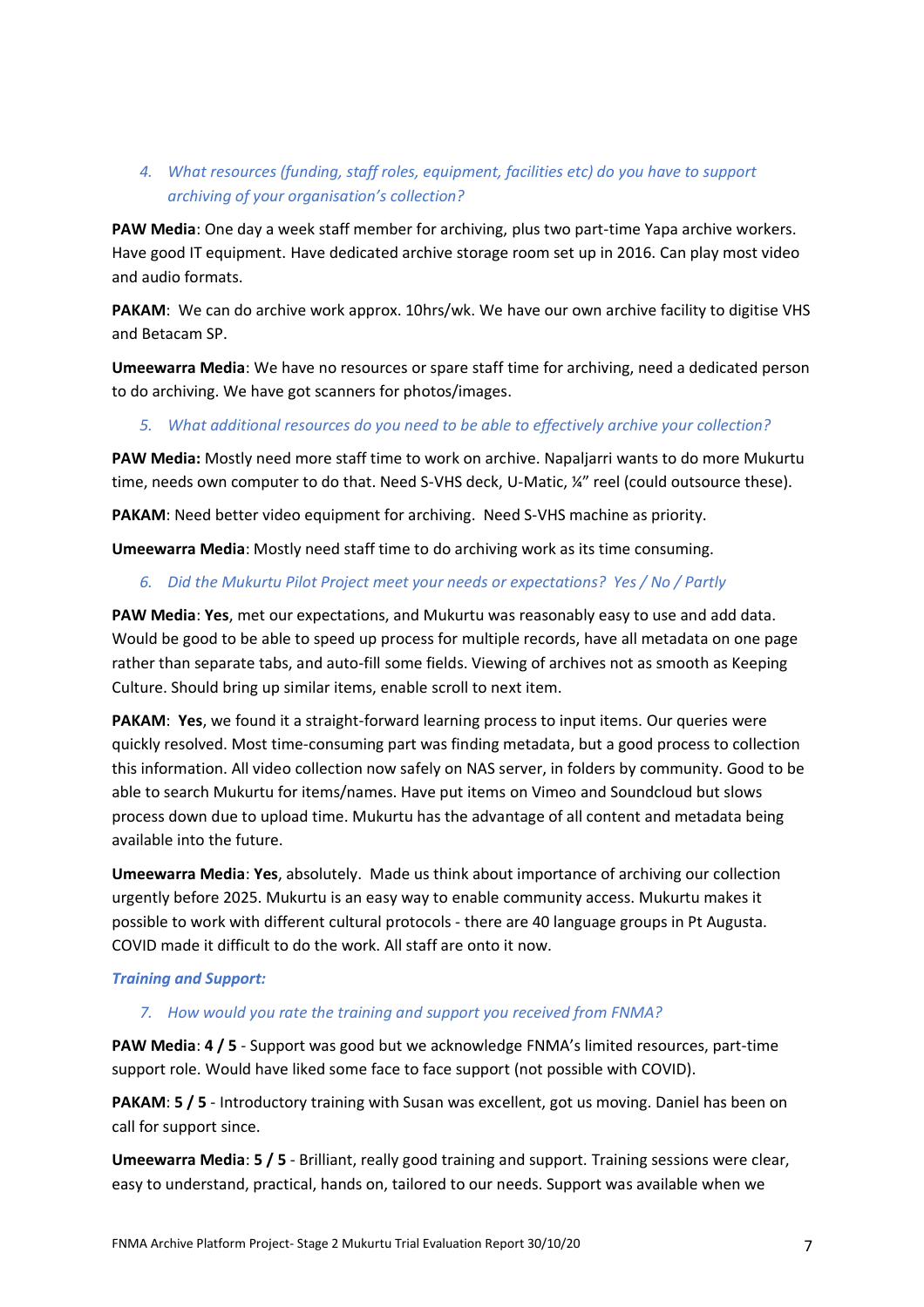4. *What resources (funding, staff roles, equipment, facilities etc) do you have to support archiving of your organisation's collection?*

**PAW Media**: One day a week staff member for archiving, plus two part-time Yapa archive workers. Have good IT equipment. Have dedicated archive storage room set up in 2016. Can play most video and audio formats.

**PAKAM**: We can do archive work approx. 10hrs/wk. We have our own archive facility to digitise VHS and Betacam SP.

**Umeewarra Media**: We have no resources or spare staff time for archiving, need a dedicated person to do archiving. We have got scanners for photos/images.

5. *What additional resources do you need to be able to effectively archive your collection?*

**PAW Media:** Mostly need more staff time to work on archive. Napaljarri wants to do more Mukurtu time, needs own computer to do that. Need S-VHS deck, U-Matic, ¼" reel (could outsource these).

**PAKAM**: Need better video equipment for archiving. Need S-VHS machine as priority.

**Umeewarra Media**: Mostly need staff time to do archiving work as its time consuming.

6. *Did the Mukurtu Pilot Project meet your needs or expectations? Yes / No / Partly*

**PAW Media**: **Yes**, met our expectations, and Mukurtu was reasonably easy to use and add data. Would be good to be able to speed up process for multiple records, have all metadata on one page rather than separate tabs, and auto-fill some fields. Viewing of archives not as smooth as Keeping Culture. Should bring up similar items, enable scroll to next item.

**PAKAM**: **Yes**, we found it a straight-forward learning process to input items. Our queries were quickly resolved. Most time-consuming part was finding metadata, but a good process to collection this information. All video collection now safely on NAS server, in folders by community. Good to be able to search Mukurtu for items/names. Have put items on Vimeo and Soundcloud but slows process down due to upload time. Mukurtu has the advantage of all content and metadata being available into the future.

**Umeewarra Media**: **Yes**, absolutely. Made us think about importance of archiving our collection urgently before 2025. Mukurtu is an easy way to enable community access. Mukurtu makes it possible to work with different cultural protocols - there are 40 language groups in Pt Augusta. COVID made it difficult to do the work. All staff are onto it now.

***Training and Support:***

7. *How would you rate the training and support you received from FNMA?*

**PAW Media**: **4 / 5** - Support was good but we acknowledge FNMA's limited resources, part-time support role. Would have liked some face to face support (not possible with COVID).

**PAKAM**: **5 / 5** - Introductory training with Susan was excellent, got us moving. Daniel has been on call for support since.

**Umeewarra Media**: **5 / 5** - Brilliant, really good training and support. Training sessions were clear, easy to understand, practical, hands on, tailored to our needs. Support was available when we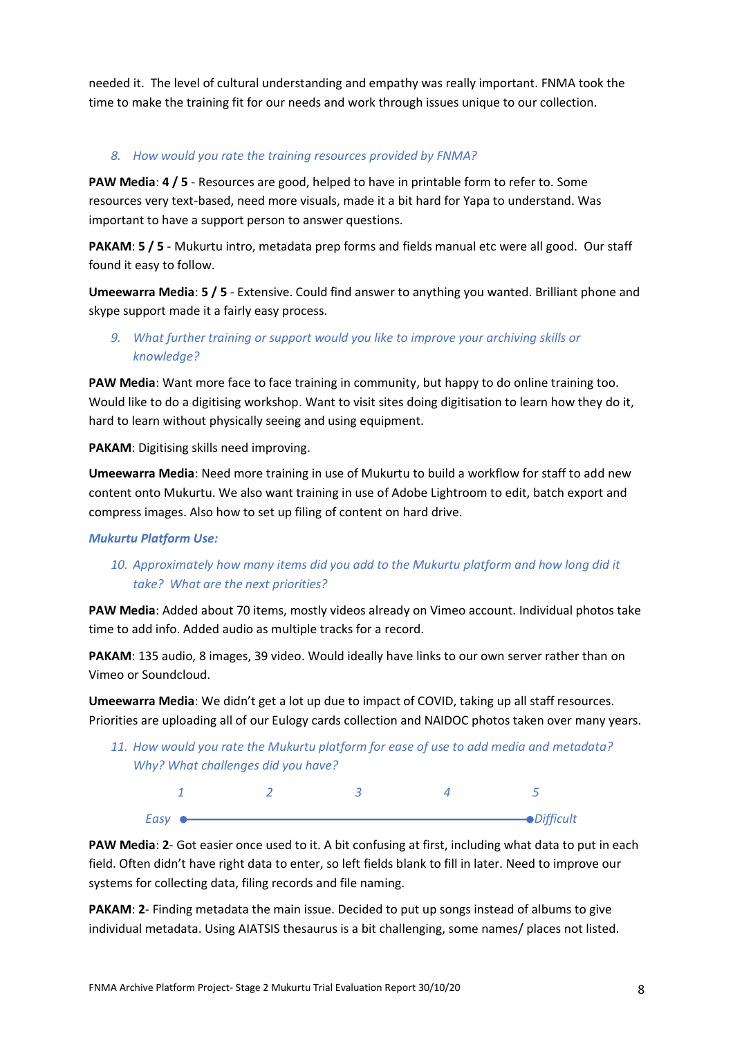needed it. The level of cultural understanding and empathy was really important. FNMA took the time to make the training fit for our needs and work through issues unique to our collection.

8. *How would you rate the training resources provided by FNMA?*

**PAW Media**: **4 / 5** - Resources are good, helped to have in printable form to refer to. Some resources very text-based, need more visuals, made it a bit hard for Yapa to understand. Was important to have a support person to answer questions.

**PAKAM**: **5 / 5** - Mukurtu intro, metadata prep forms and fields manual etc were all good. Our staff found it easy to follow.

**Umeewarra Media**: **5 / 5** - Extensive. Could find answer to anything you wanted. Brilliant phone and skype support made it a fairly easy process.

9. *What further training or support would you like to improve your archiving skills or knowledge?*

**PAW Media**: Want more face to face training in community, but happy to do online training too. Would like to do a digitising workshop. Want to visit sites doing digitisation to learn how they do it, hard to learn without physically seeing and using equipment.

**PAKAM**: Digitising skills need improving.

**Umeewarra Media**: Need more training in use of Mukurtu to build a workflow for staff to add new content onto Mukurtu. We also want training in use of Adobe Lightroom to edit, batch export and compress images. Also how to set up filing of content on hard drive.

***Mukurtu Platform Use:***

10. *Approximately how many items did you add to the Mukurtu platform and how long did it take? What are the next priorities?*

**PAW Media**: Added about 70 items, mostly videos already on Vimeo account. Individual photos take time to add info. Added audio as multiple tracks for a record.

**PAKAM**: 135 audio, 8 images, 39 video. Would ideally have links to our own server rather than on Vimeo or Soundcloud.

**Umeewarra Media**: We didn't get a lot up due to impact of COVID, taking up all staff resources. Priorities are uploading all of our Eulogy cards collection and NAIDOC photos taken over many years.

11. *How would you rate the Mukurtu platform for ease of use to add media and metadata? Why? What challenges did you have?*

| 1 | 2 | 3 | 4 | 5 |
|---|---|---|---|---|
| *Easy* | | | | *Difficult* |

**PAW Media**: **2**- Got easier once used to it. A bit confusing at first, including what data to put in each field. Often didn't have right data to enter, so left fields blank to fill in later. Need to improve our systems for collecting data, filing records and file naming.

**PAKAM**: **2**- Finding metadata the main issue. Decided to put up songs instead of albums to give individual metadata. Using AIATSIS thesaurus is a bit challenging, some names/ places not listed.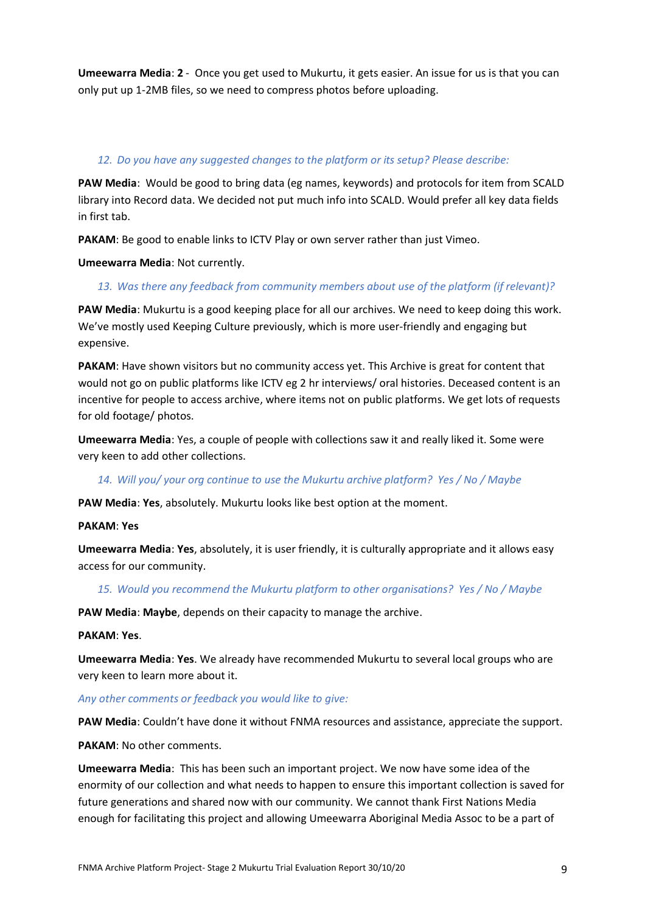**Umeewarra Media**: **2** - Once you get used to Mukurtu, it gets easier. An issue for us is that you can only put up 1-2MB files, so we need to compress photos before uploading.

12. *Do you have any suggested changes to the platform or its setup? Please describe:*

**PAW Media**: Would be good to bring data (eg names, keywords) and protocols for item from SCALD library into Record data. We decided not put much info into SCALD. Would prefer all key data fields in first tab.

**PAKAM**: Be good to enable links to ICTV Play or own server rather than just Vimeo.

**Umeewarra Media**: Not currently.

13. *Was there any feedback from community members about use of the platform (if relevant)?*

**PAW Media**: Mukurtu is a good keeping place for all our archives. We need to keep doing this work. We've mostly used Keeping Culture previously, which is more user-friendly and engaging but expensive.

**PAKAM**: Have shown visitors but no community access yet. This Archive is great for content that would not go on public platforms like ICTV eg 2 hr interviews/ oral histories. Deceased content is an incentive for people to access archive, where items not on public platforms. We get lots of requests for old footage/ photos.

**Umeewarra Media**: Yes, a couple of people with collections saw it and really liked it. Some were very keen to add other collections.

14. *Will you/ your org continue to use the Mukurtu archive platform? Yes / No / Maybe*

**PAW Media**: **Yes**, absolutely. Mukurtu looks like best option at the moment.

**PAKAM**: **Yes**

**Umeewarra Media**: **Yes**, absolutely, it is user friendly, it is culturally appropriate and it allows easy access for our community.

15. *Would you recommend the Mukurtu platform to other organisations? Yes / No / Maybe*

**PAW Media**: **Maybe**, depends on their capacity to manage the archive.

**PAKAM**: **Yes**.

**Umeewarra Media**: **Yes**. We already have recommended Mukurtu to several local groups who are very keen to learn more about it.

*Any other comments or feedback you would like to give:*

**PAW Media**: Couldn't have done it without FNMA resources and assistance, appreciate the support.

**PAKAM**: No other comments.

**Umeewarra Media**: This has been such an important project. We now have some idea of the enormity of our collection and what needs to happen to ensure this important collection is saved for future generations and shared now with our community. We cannot thank First Nations Media enough for facilitating this project and allowing Umeewarra Aboriginal Media Assoc to be a part of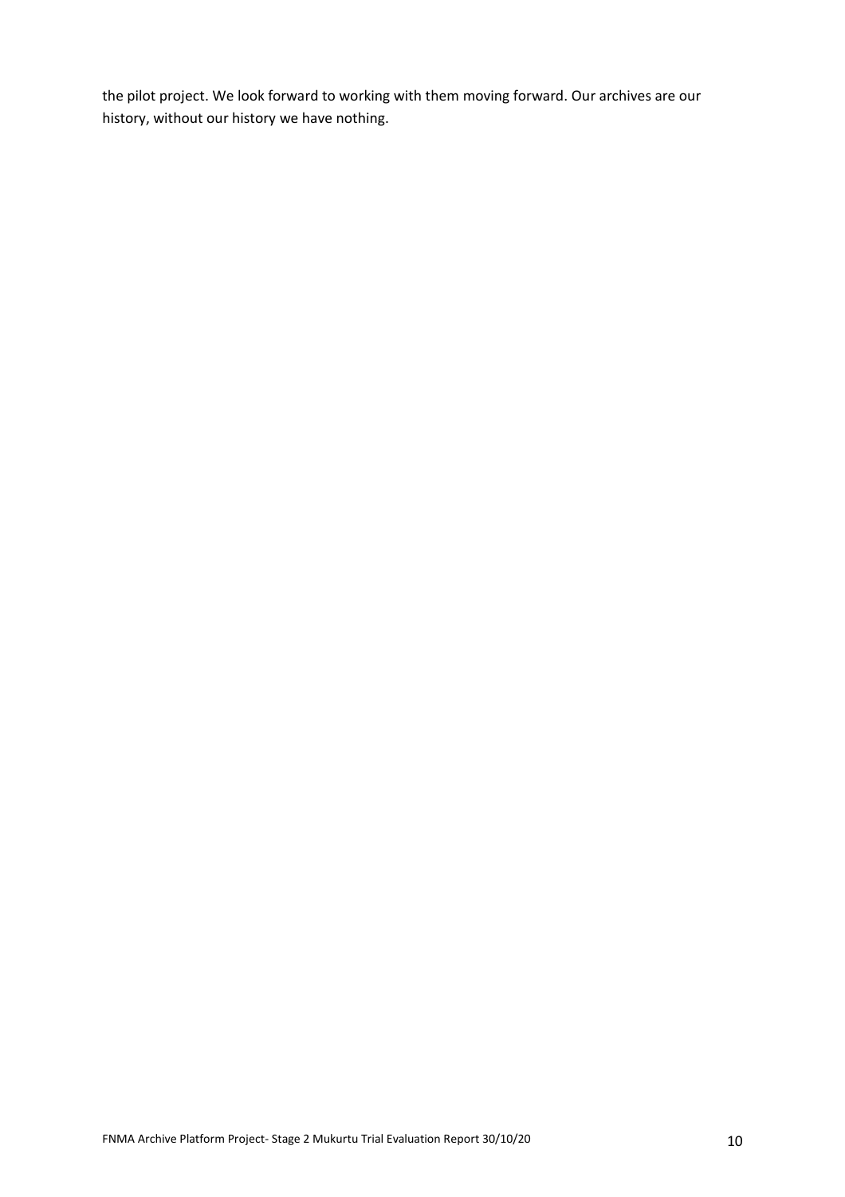the pilot project. We look forward to working with them moving forward. Our archives are our history, without our history we have nothing.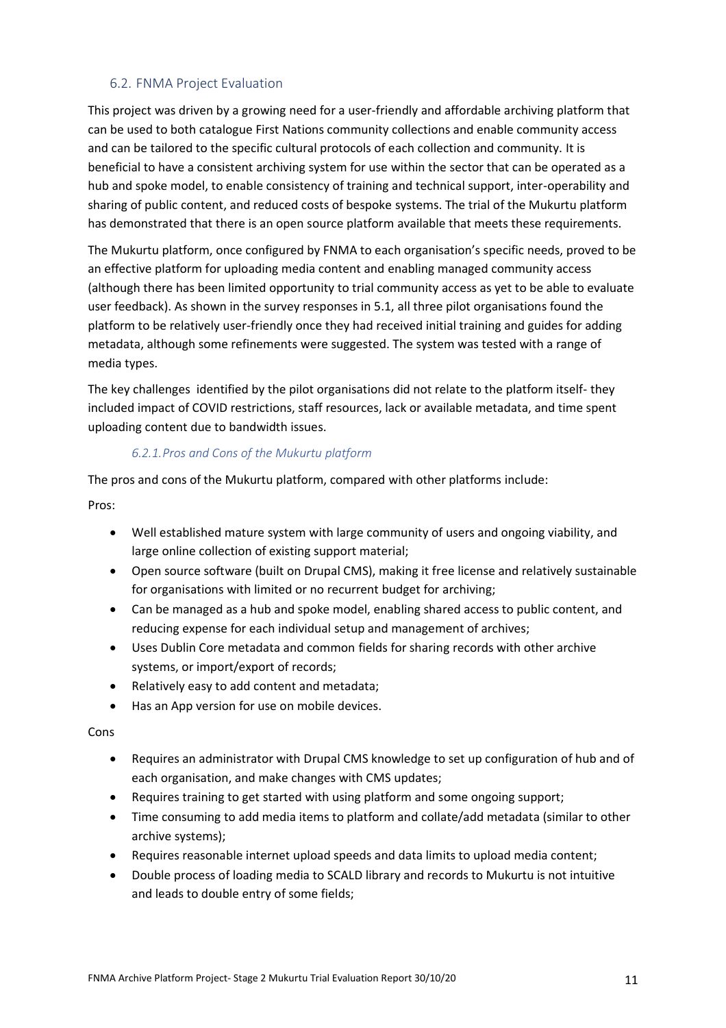## 6.2. FNMA Project Evaluation

This project was driven by a growing need for a user-friendly and affordable archiving platform that can be used to both catalogue First Nations community collections and enable community access and can be tailored to the specific cultural protocols of each collection and community. It is beneficial to have a consistent archiving system for use within the sector that can be operated as a hub and spoke model, to enable consistency of training and technical support, inter-operability and sharing of public content, and reduced costs of bespoke systems. The trial of the Mukurtu platform has demonstrated that there is an open source platform available that meets these requirements.

The Mukurtu platform, once configured by FNMA to each organisation's specific needs, proved to be an effective platform for uploading media content and enabling managed community access (although there has been limited opportunity to trial community access as yet to be able to evaluate user feedback). As shown in the survey responses in 5.1, all three pilot organisations found the platform to be relatively user-friendly once they had received initial training and guides for adding metadata, although some refinements were suggested. The system was tested with a range of media types.

The key challenges identified by the pilot organisations did not relate to the platform itself- they included impact of COVID restrictions, staff resources, lack or available metadata, and time spent uploading content due to bandwidth issues.

### *6.2.1. Pros and Cons of the Mukurtu platform*

The pros and cons of the Mukurtu platform, compared with other platforms include:

Pros:

- Well established mature system with large community of users and ongoing viability, and large online collection of existing support material;
- Open source software (built on Drupal CMS), making it free license and relatively sustainable for organisations with limited or no recurrent budget for archiving;
- Can be managed as a hub and spoke model, enabling shared access to public content, and reducing expense for each individual setup and management of archives;
- Uses Dublin Core metadata and common fields for sharing records with other archive systems, or import/export of records;
- Relatively easy to add content and metadata;
- Has an App version for use on mobile devices.

Cons

- Requires an administrator with Drupal CMS knowledge to set up configuration of hub and of each organisation, and make changes with CMS updates;
- Requires training to get started with using platform and some ongoing support;
- Time consuming to add media items to platform and collate/add metadata (similar to other archive systems);
- Requires reasonable internet upload speeds and data limits to upload media content;
- Double process of loading media to SCALD library and records to Mukurtu is not intuitive and leads to double entry of some fields;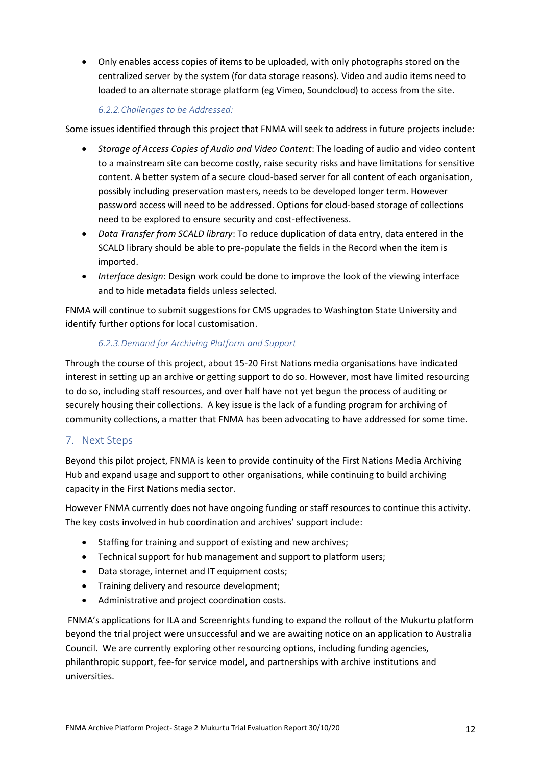- Only enables access copies of items to be uploaded, with only photographs stored on the centralized server by the system (for data storage reasons). Video and audio items need to loaded to an alternate storage platform (eg Vimeo, Soundcloud) to access from the site.

### *6.2.2. Challenges to be Addressed:*

Some issues identified through this project that FNMA will seek to address in future projects include:

- *Storage of Access Copies of Audio and Video Content*: The loading of audio and video content to a mainstream site can become costly, raise security risks and have limitations for sensitive content. A better system of a secure cloud-based server for all content of each organisation, possibly including preservation masters, needs to be developed longer term. However password access will need to be addressed. Options for cloud-based storage of collections need to be explored to ensure security and cost-effectiveness.
- *Data Transfer from SCALD library*: To reduce duplication of data entry, data entered in the SCALD library should be able to pre-populate the fields in the Record when the item is imported.
- *Interface design*: Design work could be done to improve the look of the viewing interface and to hide metadata fields unless selected.

FNMA will continue to submit suggestions for CMS upgrades to Washington State University and identify further options for local customisation.

### *6.2.3. Demand for Archiving Platform and Support*

Through the course of this project, about 15-20 First Nations media organisations have indicated interest in setting up an archive or getting support to do so. However, most have limited resourcing to do so, including staff resources, and over half have not yet begun the process of auditing or securely housing their collections. A key issue is the lack of a funding program for archiving of community collections, a matter that FNMA has been advocating to have addressed for some time.

## 7. Next Steps

Beyond this pilot project, FNMA is keen to provide continuity of the First Nations Media Archiving Hub and expand usage and support to other organisations, while continuing to build archiving capacity in the First Nations media sector.

However FNMA currently does not have ongoing funding or staff resources to continue this activity. The key costs involved in hub coordination and archives' support include:

- Staffing for training and support of existing and new archives;
- Technical support for hub management and support to platform users;
- Data storage, internet and IT equipment costs;
- Training delivery and resource development;
- Administrative and project coordination costs.

FNMA's applications for ILA and Screenrights funding to expand the rollout of the Mukurtu platform beyond the trial project were unsuccessful and we are awaiting notice on an application to Australia Council. We are currently exploring other resourcing options, including funding agencies, philanthropic support, fee-for service model, and partnerships with archive institutions and universities.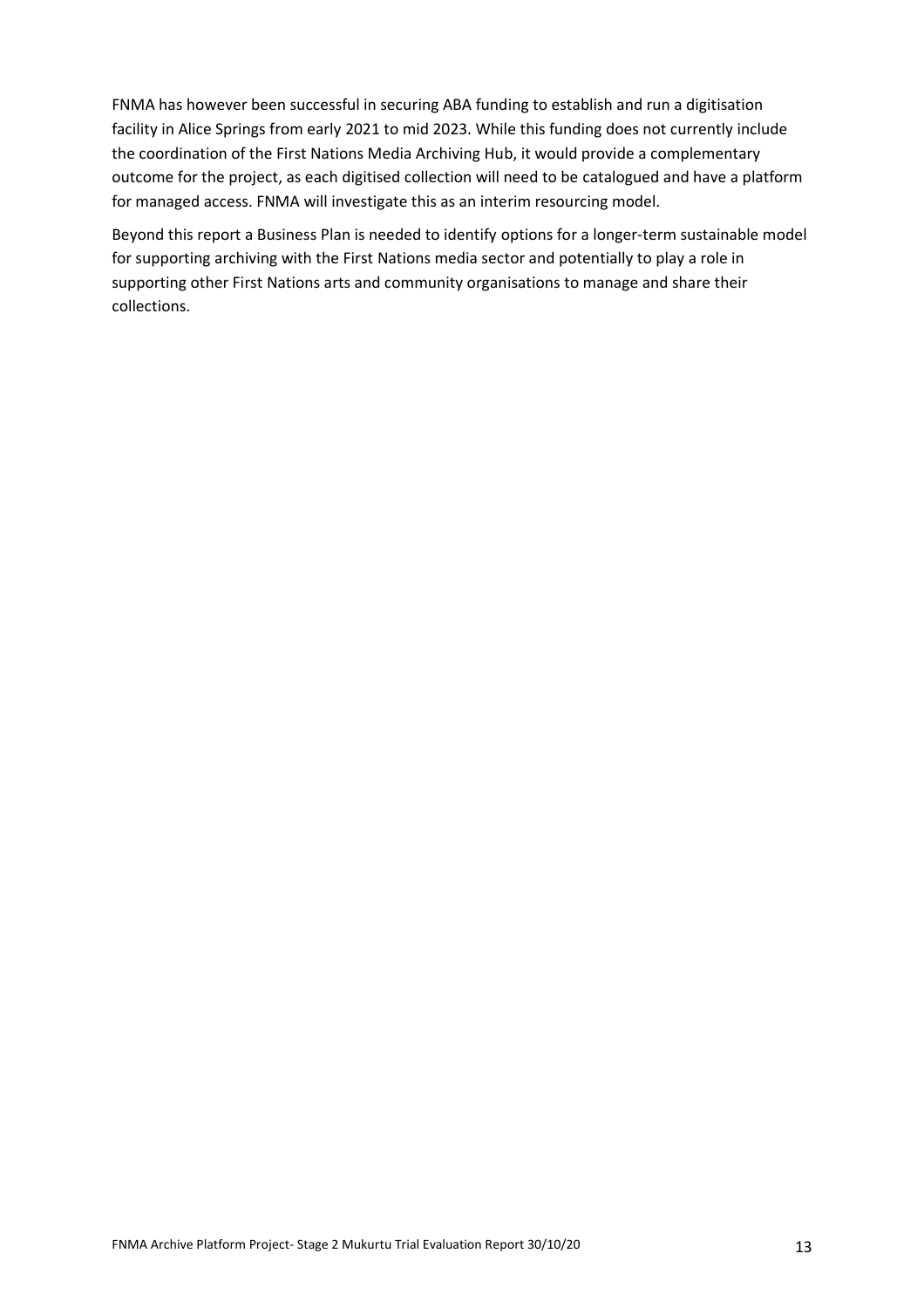FNMA has however been successful in securing ABA funding to establish and run a digitisation facility in Alice Springs from early 2021 to mid 2023. While this funding does not currently include the coordination of the First Nations Media Archiving Hub, it would provide a complementary outcome for the project, as each digitised collection will need to be catalogued and have a platform for managed access. FNMA will investigate this as an interim resourcing model.

Beyond this report a Business Plan is needed to identify options for a longer-term sustainable model for supporting archiving with the First Nations media sector and potentially to play a role in supporting other First Nations arts and community organisations to manage and share their collections.